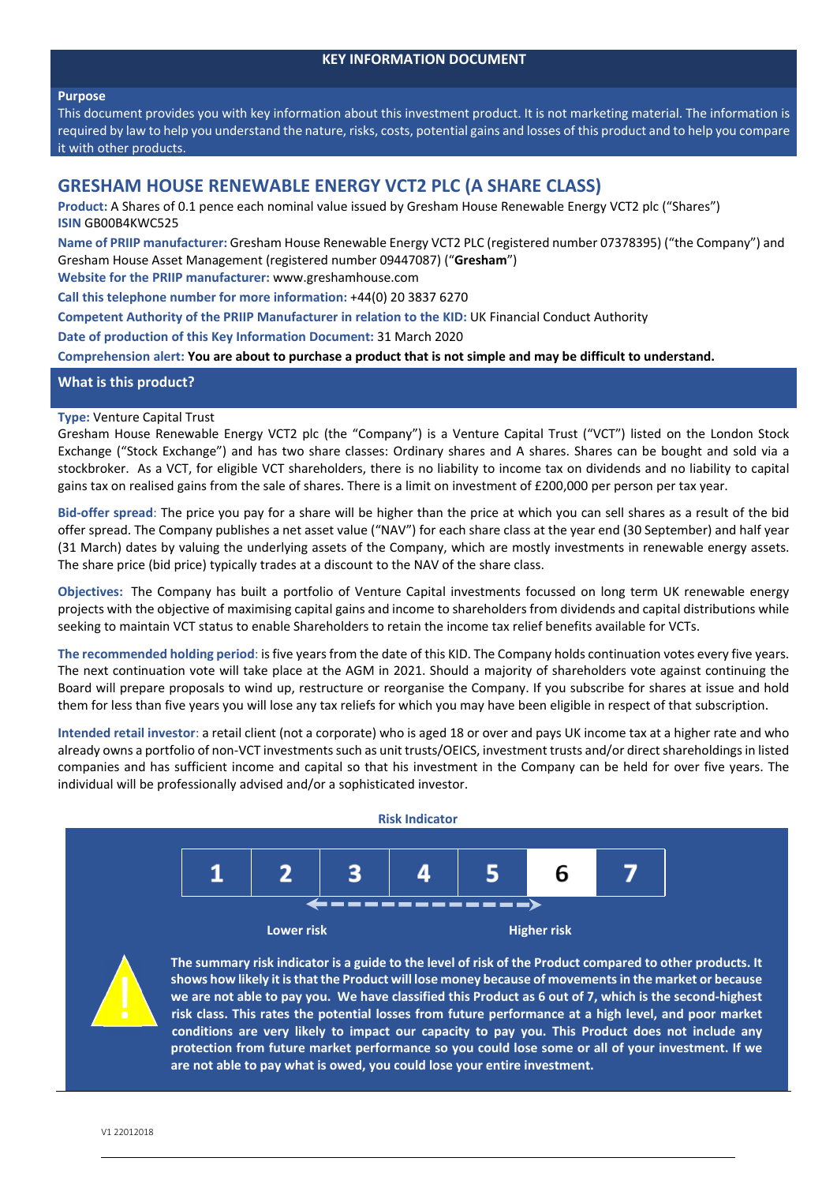# KEY INFORMATION DOCUMENT

**Purpose**

This document provides you with key information about this investment product. It is not marketing material. The information is required by law to help you understand the nature, risks, costs, potential gains and losses of this product and to help you compare it with other products.

## GRESHAM HOUSE RENEWABLE ENERGY VCT2 PLC (A SHARE CLASS)

**Product:** A Shares of 0.1 pence each nominal value issued by Gresham House Renewable Energy VCT2 plc ("Shares")
**ISIN** GB00B4KWC525

**Name of PRIIP manufacturer:** Gresham House Renewable Energy VCT2 PLC (registered number 07378395) ("the Company") and Gresham House Asset Management (registered number 09447087) ("**Gresham**")

**Website for the PRIIP manufacturer:** www.greshamhouse.com

**Call this telephone number for more information:** +44(0) 20 3837 6270

**Competent Authority of the PRIIP Manufacturer in relation to the KID:** UK Financial Conduct Authority

**Date of production of this Key Information Document:** 31 March 2020

**Comprehension alert: You are about to purchase a product that is not simple and may be difficult to understand.**

## What is this product?

**Type:** Venture Capital Trust

Gresham House Renewable Energy VCT2 plc (the "Company") is a Venture Capital Trust ("VCT") listed on the London Stock Exchange ("Stock Exchange") and has two share classes: Ordinary shares and A shares. Shares can be bought and sold via a stockbroker. As a VCT, for eligible VCT shareholders, there is no liability to income tax on dividends and no liability to capital gains tax on realised gains from the sale of shares. There is a limit on investment of £200,000 per person per tax year.

**Bid-offer spread**: The price you pay for a share will be higher than the price at which you can sell shares as a result of the bid offer spread. The Company publishes a net asset value ("NAV") for each share class at the year end (30 September) and half year (31 March) dates by valuing the underlying assets of the Company, which are mostly investments in renewable energy assets. The share price (bid price) typically trades at a discount to the NAV of the share class.

**Objectives:** The Company has built a portfolio of Venture Capital investments focussed on long term UK renewable energy projects with the objective of maximising capital gains and income to shareholders from dividends and capital distributions while seeking to maintain VCT status to enable Shareholders to retain the income tax relief benefits available for VCTs.

**The recommended holding period**: is five years from the date of this KID. The Company holds continuation votes every five years. The next continuation vote will take place at the AGM in 2021. Should a majority of shareholders vote against continuing the Board will prepare proposals to wind up, restructure or reorganise the Company. If you subscribe for shares at issue and hold them for less than five years you will lose any tax reliefs for which you may have been eligible in respect of that subscription.

**Intended retail investor**: a retail client (not a corporate) who is aged 18 or over and pays UK income tax at a higher rate and who already owns a portfolio of non-VCT investments such as unit trusts/OEICS, investment trusts and/or direct shareholdings in listed companies and has sufficient income and capital so that his investment in the Company can be held for over five years. The individual will be professionally advised and/or a sophisticated investor.

**Risk Indicator**

| 1 | 2 | 3 | 4 | 5 | **6** | 7 |
|---|---|---|---|---|---|---|

Lower risk ← → Higher risk

**The summary risk indicator is a guide to the level of risk of the Product compared to other products. It shows how likely it is that the Product will lose money because of movements in the market or because we are not able to pay you. We have classified this Product as 6 out of 7, which is the second-highest risk class. This rates the potential losses from future performance at a high level, and poor market conditions are very likely to impact our capacity to pay you. This Product does not include any protection from future market performance so you could lose some or all of your investment. If we are not able to pay what is owed, you could lose your entire investment.**

V1 22012018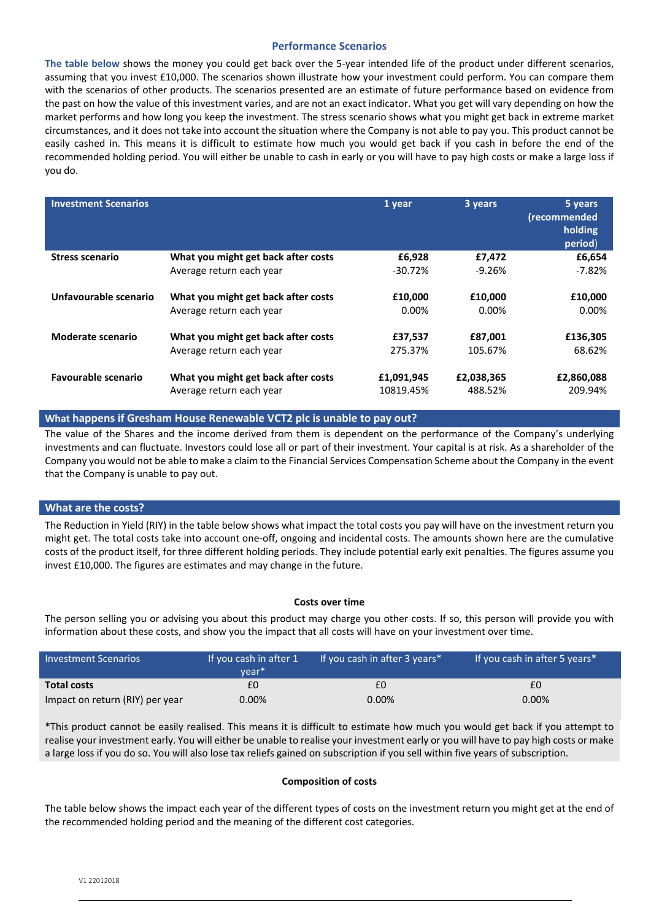## Performance Scenarios

**The table below** shows the money you could get back over the 5-year intended life of the product under different scenarios, assuming that you invest £10,000. The scenarios shown illustrate how your investment could perform. You can compare them with the scenarios of other products. The scenarios presented are an estimate of future performance based on evidence from the past on how the value of this investment varies, and are not an exact indicator. What you get will vary depending on how the market performs and how long you keep the investment. The stress scenario shows what you might get back in extreme market circumstances, and it does not take into account the situation where the Company is not able to pay you. This product cannot be easily cashed in. This means it is difficult to estimate how much you would get back if you cash in before the end of the recommended holding period. You will either be unable to cash in early or you will have to pay high costs or make a large loss if you do.

| Investment Scenarios | | 1 year | 3 years | 5 years (recommended holding period) |
|---|---|---|---|---|
| **Stress scenario** | **What you might get back after costs** | **£6,928** | **£7,472** | **£6,654** |
| | Average return each year | -30.72% | -9.26% | -7.82% |
| **Unfavourable scenario** | **What you might get back after costs** | **£10,000** | **£10,000** | **£10,000** |
| | Average return each year | 0.00% | 0.00% | 0.00% |
| **Moderate scenario** | **What you might get back after costs** | **£37,537** | **£87,001** | **£136,305** |
| | Average return each year | 275.37% | 105.67% | 68.62% |
| **Favourable scenario** | **What you might get back after costs** | **£1,091,945** | **£2,038,365** | **£2,860,088** |
| | Average return each year | 10819.45% | 488.52% | 209.94% |

## What happens if Gresham House Renewable VCT2 plc is unable to pay out?

The value of the Shares and the income derived from them is dependent on the performance of the Company's underlying investments and can fluctuate. Investors could lose all or part of their investment. Your capital is at risk. As a shareholder of the Company you would not be able to make a claim to the Financial Services Compensation Scheme about the Company in the event that the Company is unable to pay out.

## What are the costs?

The Reduction in Yield (RIY) in the table below shows what impact the total costs you pay will have on the investment return you might get. The total costs take into account one-off, ongoing and incidental costs. The amounts shown here are the cumulative costs of the product itself, for three different holding periods. They include potential early exit penalties. The figures assume you invest £10,000. The figures are estimates and may change in the future.

**Costs over time**

The person selling you or advising you about this product may charge you other costs. If so, this person will provide you with information about these costs, and show you the impact that all costs will have on your investment over time.

| Investment Scenarios | If you cash in after 1 year* | If you cash in after 3 years* | If you cash in after 5 years* |
|---|---|---|---|
| **Total costs** | £0 | £0 | £0 |
| Impact on return (RIY) per year | 0.00% | 0.00% | 0.00% |

*This product cannot be easily realised. This means it is difficult to estimate how much you would get back if you attempt to realise your investment early. You will either be unable to realise your investment early or you will have to pay high costs or make a large loss if you do so. You will also lose tax reliefs gained on subscription if you sell within five years of subscription.

**Composition of costs**

The table below shows the impact each year of the different types of costs on the investment return you might get at the end of the recommended holding period and the meaning of the different cost categories.

V1 22012018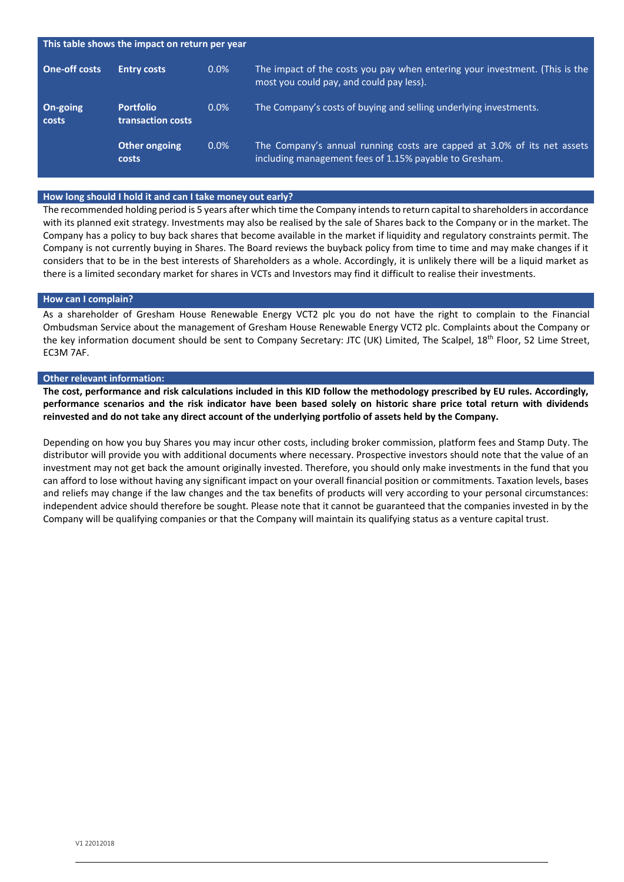| This table shows the impact on return per year | | | |
|---|---|---|---|
| **One-off costs** | **Entry costs** | 0.0% | The impact of the costs you pay when entering your investment. (This is the most you could pay, and could pay less). |
| **On-going costs** | **Portfolio transaction costs** | 0.0% | The Company's costs of buying and selling underlying investments. |
| | **Other ongoing costs** | 0.0% | The Company's annual running costs are capped at 3.0% of its net assets including management fees of 1.15% payable to Gresham. |

## How long should I hold it and can I take money out early?

The recommended holding period is 5 years after which time the Company intends to return capital to shareholders in accordance with its planned exit strategy. Investments may also be realised by the sale of Shares back to the Company or in the market. The Company has a policy to buy back shares that become available in the market if liquidity and regulatory constraints permit. The Company is not currently buying in Shares. The Board reviews the buyback policy from time to time and may make changes if it considers that to be in the best interests of Shareholders as a whole. Accordingly, it is unlikely there will be a liquid market as there is a limited secondary market for shares in VCTs and Investors may find it difficult to realise their investments.

## How can I complain?

As a shareholder of Gresham House Renewable Energy VCT2 plc you do not have the right to complain to the Financial Ombudsman Service about the management of Gresham House Renewable Energy VCT2 plc. Complaints about the Company or the key information document should be sent to Company Secretary: JTC (UK) Limited, The Scalpel, 18th Floor, 52 Lime Street, EC3M 7AF.

## Other relevant information:

**The cost, performance and risk calculations included in this KID follow the methodology prescribed by EU rules. Accordingly, performance scenarios and the risk indicator have been based solely on historic share price total return with dividends reinvested and do not take any direct account of the underlying portfolio of assets held by the Company.**

Depending on how you buy Shares you may incur other costs, including broker commission, platform fees and Stamp Duty. The distributor will provide you with additional documents where necessary. Prospective investors should note that the value of an investment may not get back the amount originally invested. Therefore, you should only make investments in the fund that you can afford to lose without having any significant impact on your overall financial position or commitments. Taxation levels, bases and reliefs may change if the law changes and the tax benefits of products will very according to your personal circumstances: independent advice should therefore be sought. Please note that it cannot be guaranteed that the companies invested in by the Company will be qualifying companies or that the Company will maintain its qualifying status as a venture capital trust.

V1 22012018